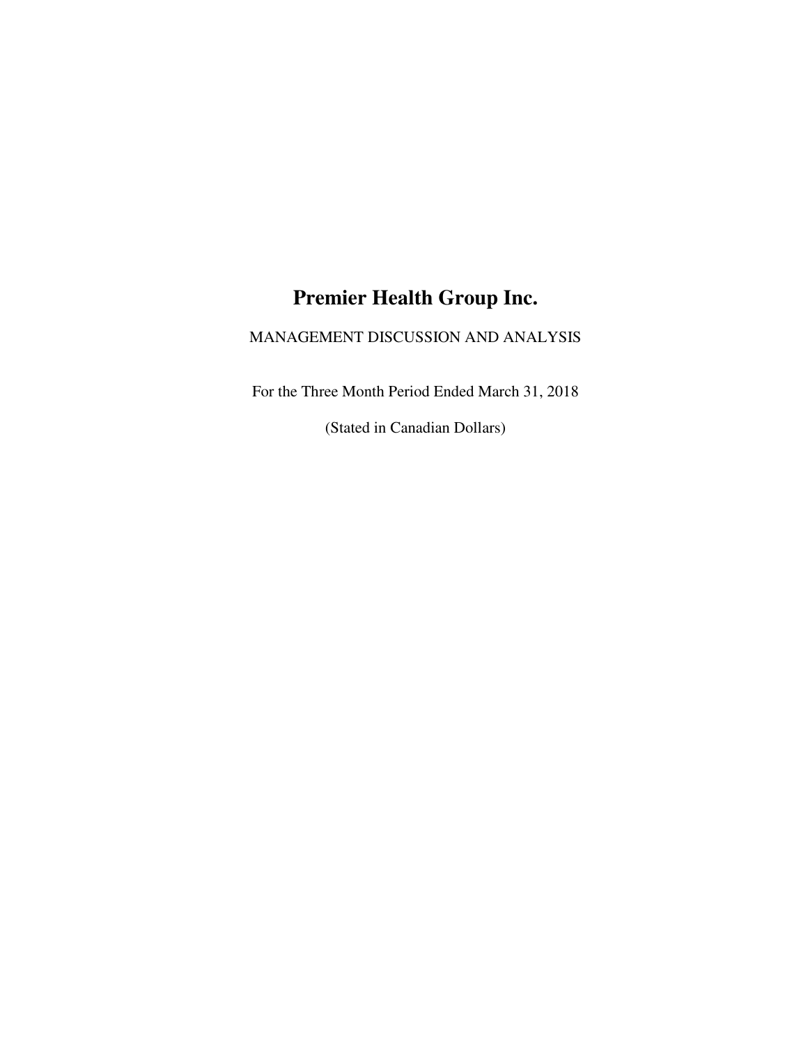# Premier Health Group Inc.

MANAGEMENT DISCUSSION AND ANALYSIS

For the Three Month Period Ended March 31, 2018

(Stated in Canadian Dollars)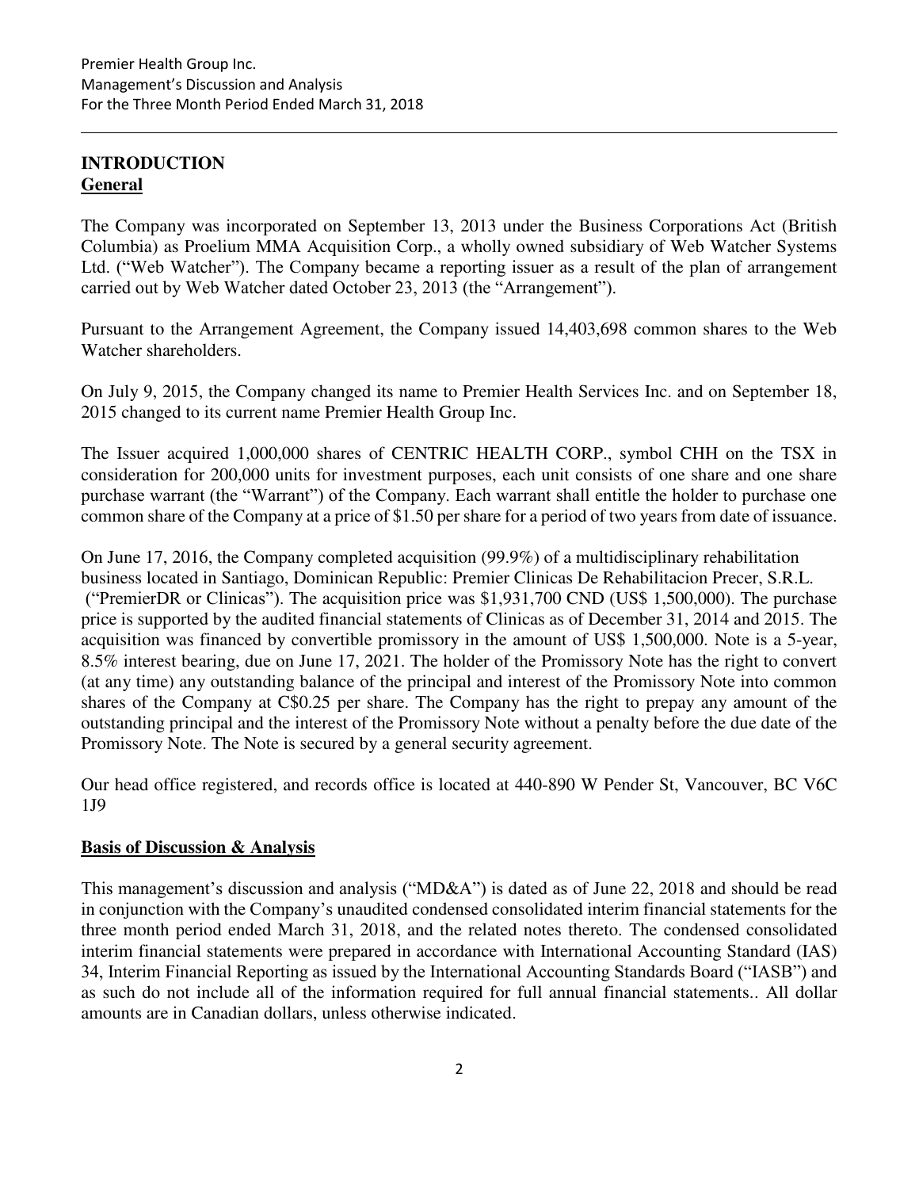# INTRODUCTION

## General

The Company was incorporated on September 13, 2013 under the Business Corporations Act (British Columbia) as Proelium MMA Acquisition Corp., a wholly owned subsidiary of Web Watcher Systems Ltd. ("Web Watcher"). The Company became a reporting issuer as a result of the plan of arrangement carried out by Web Watcher dated October 23, 2013 (the "Arrangement").

Pursuant to the Arrangement Agreement, the Company issued 14,403,698 common shares to the Web Watcher shareholders.

On July 9, 2015, the Company changed its name to Premier Health Services Inc. and on September 18, 2015 changed to its current name Premier Health Group Inc.

The Issuer acquired 1,000,000 shares of CENTRIC HEALTH CORP., symbol CHH on the TSX in consideration for 200,000 units for investment purposes, each unit consists of one share and one share purchase warrant (the "Warrant") of the Company. Each warrant shall entitle the holder to purchase one common share of the Company at a price of $1.50 per share for a period of two years from date of issuance.

On June 17, 2016, the Company completed acquisition (99.9%) of a multidisciplinary rehabilitation business located in Santiago, Dominican Republic: Premier Clinicas De Rehabilitacion Precer, S.R.L. ("PremierDR or Clinicas"). The acquisition price was $1,931,700 CND (US$ 1,500,000). The purchase price is supported by the audited financial statements of Clinicas as of December 31, 2014 and 2015. The acquisition was financed by convertible promissory in the amount of US$ 1,500,000. Note is a 5-year, 8.5% interest bearing, due on June 17, 2021. The holder of the Promissory Note has the right to convert (at any time) any outstanding balance of the principal and interest of the Promissory Note into common shares of the Company at C$0.25 per share. The Company has the right to prepay any amount of the outstanding principal and the interest of the Promissory Note without a penalty before the due date of the Promissory Note. The Note is secured by a general security agreement.

Our head office registered, and records office is located at 440-890 W Pender St, Vancouver, BC V6C 1J9

## Basis of Discussion & Analysis

This management's discussion and analysis ("MD&A") is dated as of June 22, 2018 and should be read in conjunction with the Company's unaudited condensed consolidated interim financial statements for the three month period ended March 31, 2018, and the related notes thereto. The condensed consolidated interim financial statements were prepared in accordance with International Accounting Standard (IAS) 34, Interim Financial Reporting as issued by the International Accounting Standards Board ("IASB") and as such do not include all of the information required for full annual financial statements.. All dollar amounts are in Canadian dollars, unless otherwise indicated.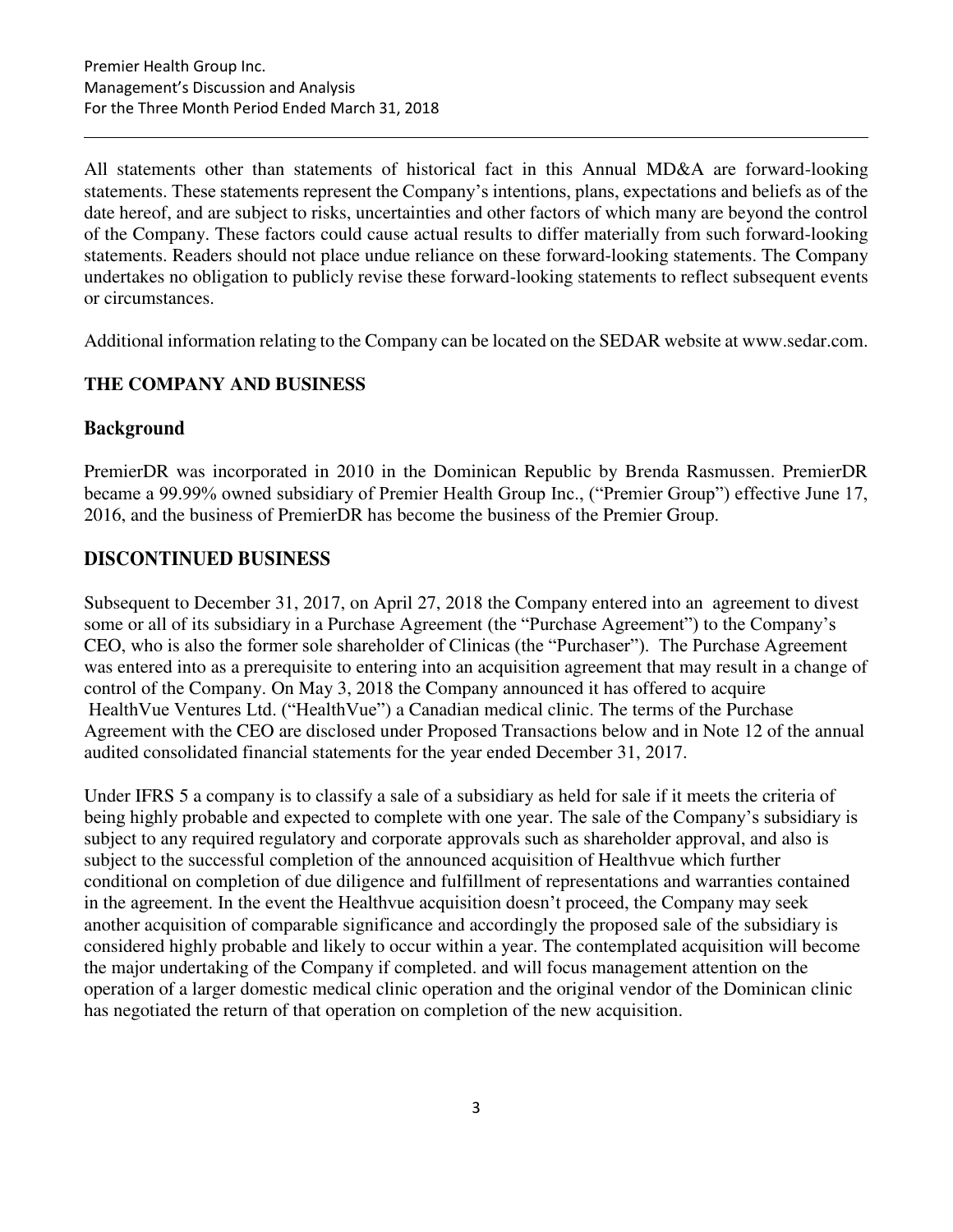All statements other than statements of historical fact in this Annual MD&A are forward-looking statements. These statements represent the Company's intentions, plans, expectations and beliefs as of the date hereof, and are subject to risks, uncertainties and other factors of which many are beyond the control of the Company. These factors could cause actual results to differ materially from such forward-looking statements. Readers should not place undue reliance on these forward-looking statements. The Company undertakes no obligation to publicly revise these forward-looking statements to reflect subsequent events or circumstances.

Additional information relating to the Company can be located on the SEDAR website at www.sedar.com.

## THE COMPANY AND BUSINESS

### Background

PremierDR was incorporated in 2010 in the Dominican Republic by Brenda Rasmussen. PremierDR became a 99.99% owned subsidiary of Premier Health Group Inc., ("Premier Group") effective June 17, 2016, and the business of PremierDR has become the business of the Premier Group.

## DISCONTINUED BUSINESS

Subsequent to December 31, 2017, on April 27, 2018 the Company entered into an agreement to divest some or all of its subsidiary in a Purchase Agreement (the "Purchase Agreement") to the Company's CEO, who is also the former sole shareholder of Clinicas (the "Purchaser"). The Purchase Agreement was entered into as a prerequisite to entering into an acquisition agreement that may result in a change of control of the Company. On May 3, 2018 the Company announced it has offered to acquire HealthVue Ventures Ltd. ("HealthVue") a Canadian medical clinic. The terms of the Purchase Agreement with the CEO are disclosed under Proposed Transactions below and in Note 12 of the annual audited consolidated financial statements for the year ended December 31, 2017.

Under IFRS 5 a company is to classify a sale of a subsidiary as held for sale if it meets the criteria of being highly probable and expected to complete with one year. The sale of the Company's subsidiary is subject to any required regulatory and corporate approvals such as shareholder approval, and also is subject to the successful completion of the announced acquisition of Healthvue which further conditional on completion of due diligence and fulfillment of representations and warranties contained in the agreement. In the event the Healthvue acquisition doesn't proceed, the Company may seek another acquisition of comparable significance and accordingly the proposed sale of the subsidiary is considered highly probable and likely to occur within a year. The contemplated acquisition will become the major undertaking of the Company if completed. and will focus management attention on the operation of a larger domestic medical clinic operation and the original vendor of the Dominican clinic has negotiated the return of that operation on completion of the new acquisition.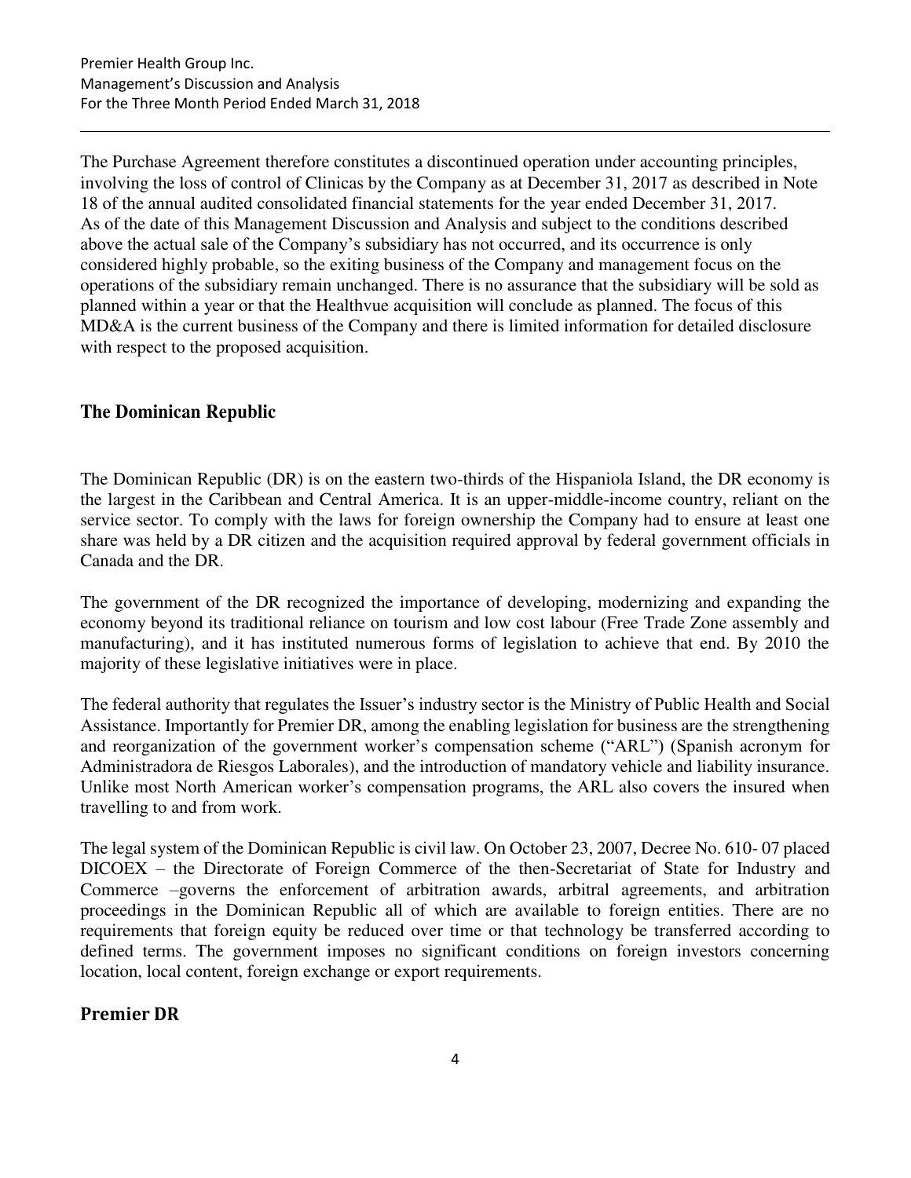The Purchase Agreement therefore constitutes a discontinued operation under accounting principles, involving the loss of control of Clinicas by the Company as at December 31, 2017 as described in Note 18 of the annual audited consolidated financial statements for the year ended December 31, 2017. As of the date of this Management Discussion and Analysis and subject to the conditions described above the actual sale of the Company's subsidiary has not occurred, and its occurrence is only considered highly probable, so the exiting business of the Company and management focus on the operations of the subsidiary remain unchanged. There is no assurance that the subsidiary will be sold as planned within a year or that the Healthvue acquisition will conclude as planned. The focus of this MD&A is the current business of the Company and there is limited information for detailed disclosure with respect to the proposed acquisition.

## The Dominican Republic

The Dominican Republic (DR) is on the eastern two-thirds of the Hispaniola Island, the DR economy is the largest in the Caribbean and Central America. It is an upper-middle-income country, reliant on the service sector. To comply with the laws for foreign ownership the Company had to ensure at least one share was held by a DR citizen and the acquisition required approval by federal government officials in Canada and the DR.

The government of the DR recognized the importance of developing, modernizing and expanding the economy beyond its traditional reliance on tourism and low cost labour (Free Trade Zone assembly and manufacturing), and it has instituted numerous forms of legislation to achieve that end. By 2010 the majority of these legislative initiatives were in place.

The federal authority that regulates the Issuer's industry sector is the Ministry of Public Health and Social Assistance. Importantly for Premier DR, among the enabling legislation for business are the strengthening and reorganization of the government worker's compensation scheme ("ARL") (Spanish acronym for Administradora de Riesgos Laborales), and the introduction of mandatory vehicle and liability insurance. Unlike most North American worker's compensation programs, the ARL also covers the insured when travelling to and from work.

The legal system of the Dominican Republic is civil law. On October 23, 2007, Decree No. 610- 07 placed DICOEX – the Directorate of Foreign Commerce of the then-Secretariat of State for Industry and Commerce –governs the enforcement of arbitration awards, arbitral agreements, and arbitration proceedings in the Dominican Republic all of which are available to foreign entities. There are no requirements that foreign equity be reduced over time or that technology be transferred according to defined terms. The government imposes no significant conditions on foreign investors concerning location, local content, foreign exchange or export requirements.

## Premier DR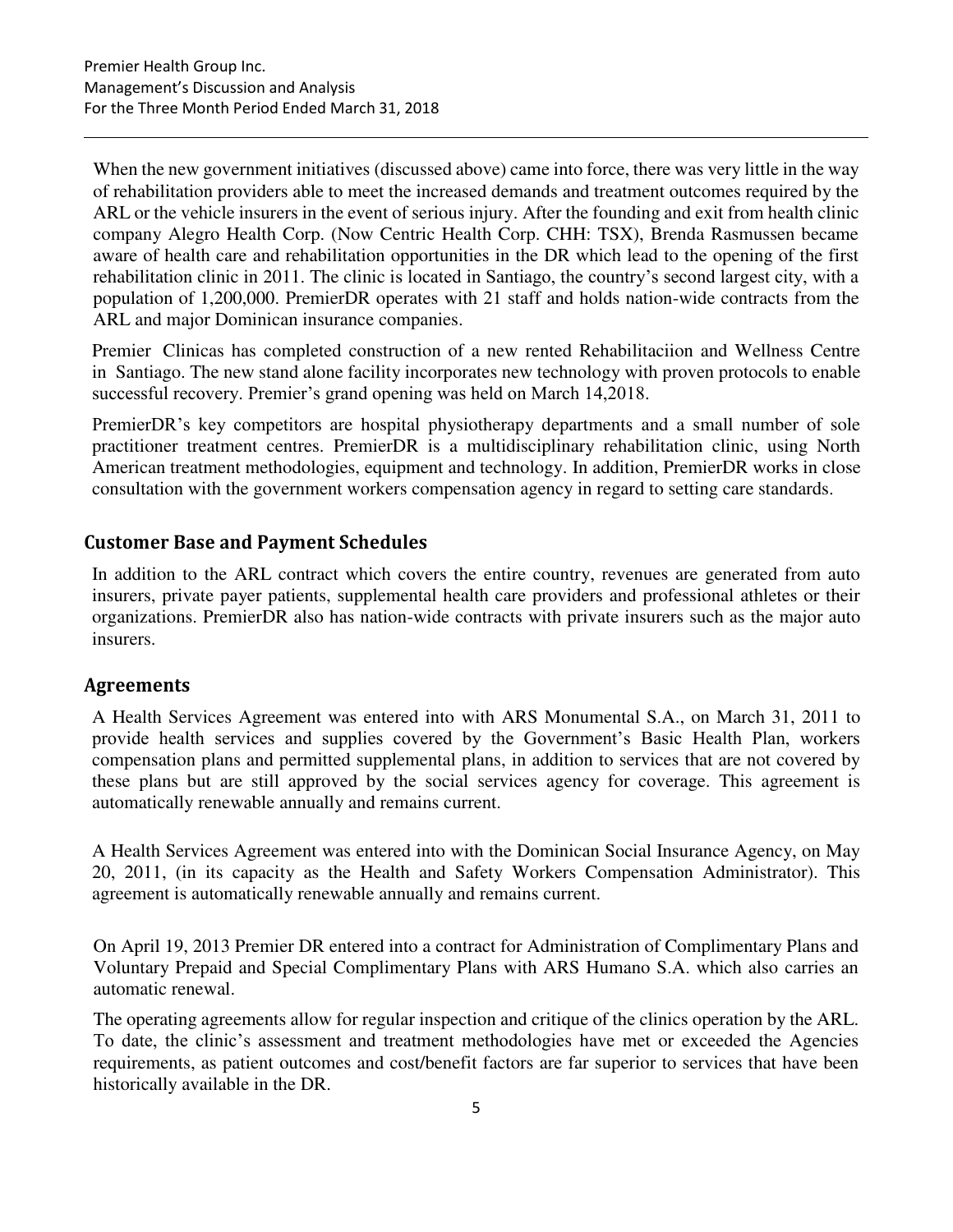When the new government initiatives (discussed above) came into force, there was very little in the way of rehabilitation providers able to meet the increased demands and treatment outcomes required by the ARL or the vehicle insurers in the event of serious injury. After the founding and exit from health clinic company Alegro Health Corp. (Now Centric Health Corp. CHH: TSX), Brenda Rasmussen became aware of health care and rehabilitation opportunities in the DR which lead to the opening of the first rehabilitation clinic in 2011. The clinic is located in Santiago, the country's second largest city, with a population of 1,200,000. PremierDR operates with 21 staff and holds nation-wide contracts from the ARL and major Dominican insurance companies.

Premier Clinicas has completed construction of a new rented Rehabilitaciion and Wellness Centre in Santiago. The new stand alone facility incorporates new technology with proven protocols to enable successful recovery. Premier's grand opening was held on March 14,2018.

PremierDR's key competitors are hospital physiotherapy departments and a small number of sole practitioner treatment centres. PremierDR is a multidisciplinary rehabilitation clinic, using North American treatment methodologies, equipment and technology. In addition, PremierDR works in close consultation with the government workers compensation agency in regard to setting care standards.

## Customer Base and Payment Schedules

In addition to the ARL contract which covers the entire country, revenues are generated from auto insurers, private payer patients, supplemental health care providers and professional athletes or their organizations. PremierDR also has nation-wide contracts with private insurers such as the major auto insurers.

## Agreements

A Health Services Agreement was entered into with ARS Monumental S.A., on March 31, 2011 to provide health services and supplies covered by the Government's Basic Health Plan, workers compensation plans and permitted supplemental plans, in addition to services that are not covered by these plans but are still approved by the social services agency for coverage. This agreement is automatically renewable annually and remains current.

A Health Services Agreement was entered into with the Dominican Social Insurance Agency, on May 20, 2011, (in its capacity as the Health and Safety Workers Compensation Administrator). This agreement is automatically renewable annually and remains current.

On April 19, 2013 Premier DR entered into a contract for Administration of Complimentary Plans and Voluntary Prepaid and Special Complimentary Plans with ARS Humano S.A. which also carries an automatic renewal.

The operating agreements allow for regular inspection and critique of the clinics operation by the ARL. To date, the clinic's assessment and treatment methodologies have met or exceeded the Agencies requirements, as patient outcomes and cost/benefit factors are far superior to services that have been historically available in the DR.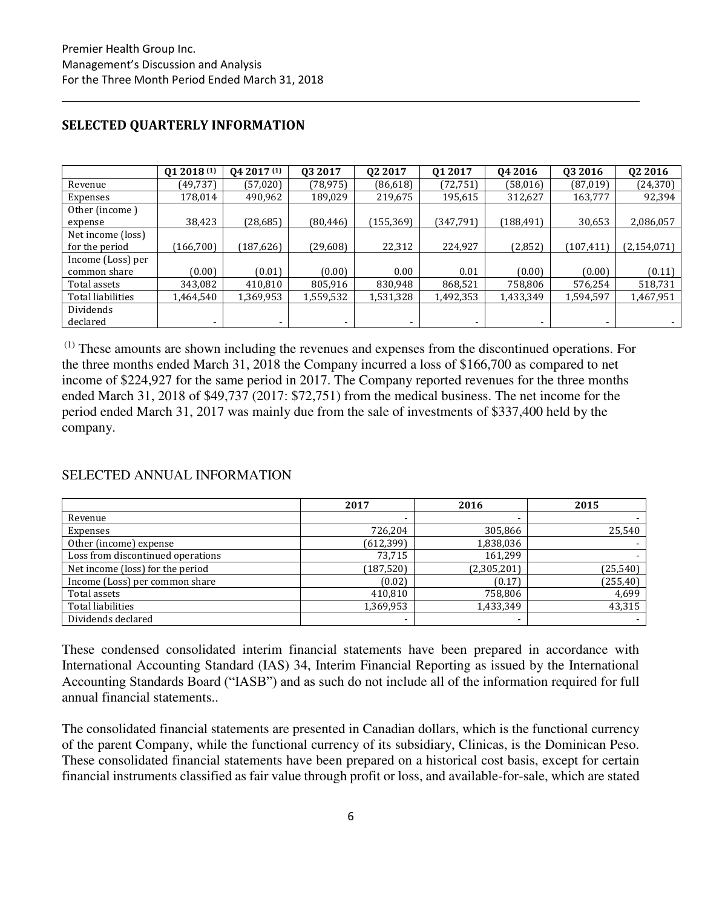## SELECTED QUARTERLY INFORMATION

| | Q1 2018 [(1)] | Q4 2017 [(1)] | Q3 2017 | Q2 2017 | Q1 2017 | Q4 2016 | Q3 2016 | Q2 2016 |
|---|---|---|---|---|---|---|---|---|
| Revenue | (49,737) | (57,020) | (78,975) | (86,618) | (72,751) | (58,016) | (87,019) | (24,370) |
| Expenses | 178,014 | 490,962 | 189,029 | 219,675 | 195,615 | 312,627 | 163,777 | 92,394 |
| Other (income ) expense | 38,423 | (28,685) | (80,446) | (155,369) | (347,791) | (188,491) | 30,653 | 2,086,057 |
| Net income (loss) for the period | (166,700) | (187,626) | (29,608) | 22,312 | 224,927 | (2,852) | (107,411) | (2,154,071) |
| Income (Loss) per common share | (0.00) | (0.01) | (0.00) | 0.00 | 0.01 | (0.00) | (0.00) | (0.11) |
| Total assets | 343,082 | 410,810 | 805,916 | 830,948 | 868,521 | 758,806 | 576,254 | 518,731 |
| Total liabilities | 1,464,540 | 1,369,953 | 1,559,532 | 1,531,328 | 1,492,353 | 1,433,349 | 1,594,597 | 1,467,951 |
| Dividends declared | - | - | - | - | - | - | - | - |

[(1)] These amounts are shown including the revenues and expenses from the discontinued operations. For the three months ended March 31, 2018 the Company incurred a loss of $166,700 as compared to net income of $224,927 for the same period in 2017. The Company reported revenues for the three months ended March 31, 2018 of $49,737 (2017: $72,751) from the medical business. The net income for the period ended March 31, 2017 was mainly due from the sale of investments of $337,400 held by the company.

## SELECTED ANNUAL INFORMATION

| | 2017 | 2016 | 2015 |
|---|---|---|---|
| Revenue | - | - | - |
| Expenses | 726,204 | 305,866 | 25,540 |
| Other (income) expense | (612,399) | 1,838,036 | - |
| Loss from discontinued operations | 73,715 | 161,299 | - |
| Net income (loss) for the period | (187,520) | (2,305,201) | (25,540) |
| Income (Loss) per common share | (0.02) | (0.17) | (255,40) |
| Total assets | 410,810 | 758,806 | 4,699 |
| Total liabilities | 1,369,953 | 1,433,349 | 43,315 |
| Dividends declared | - | - | - |

These condensed consolidated interim financial statements have been prepared in accordance with International Accounting Standard (IAS) 34, Interim Financial Reporting as issued by the International Accounting Standards Board ("IASB") and as such do not include all of the information required for full annual financial statements..

The consolidated financial statements are presented in Canadian dollars, which is the functional currency of the parent Company, while the functional currency of its subsidiary, Clinicas, is the Dominican Peso. These consolidated financial statements have been prepared on a historical cost basis, except for certain financial instruments classified as fair value through profit or loss, and available-for-sale, which are stated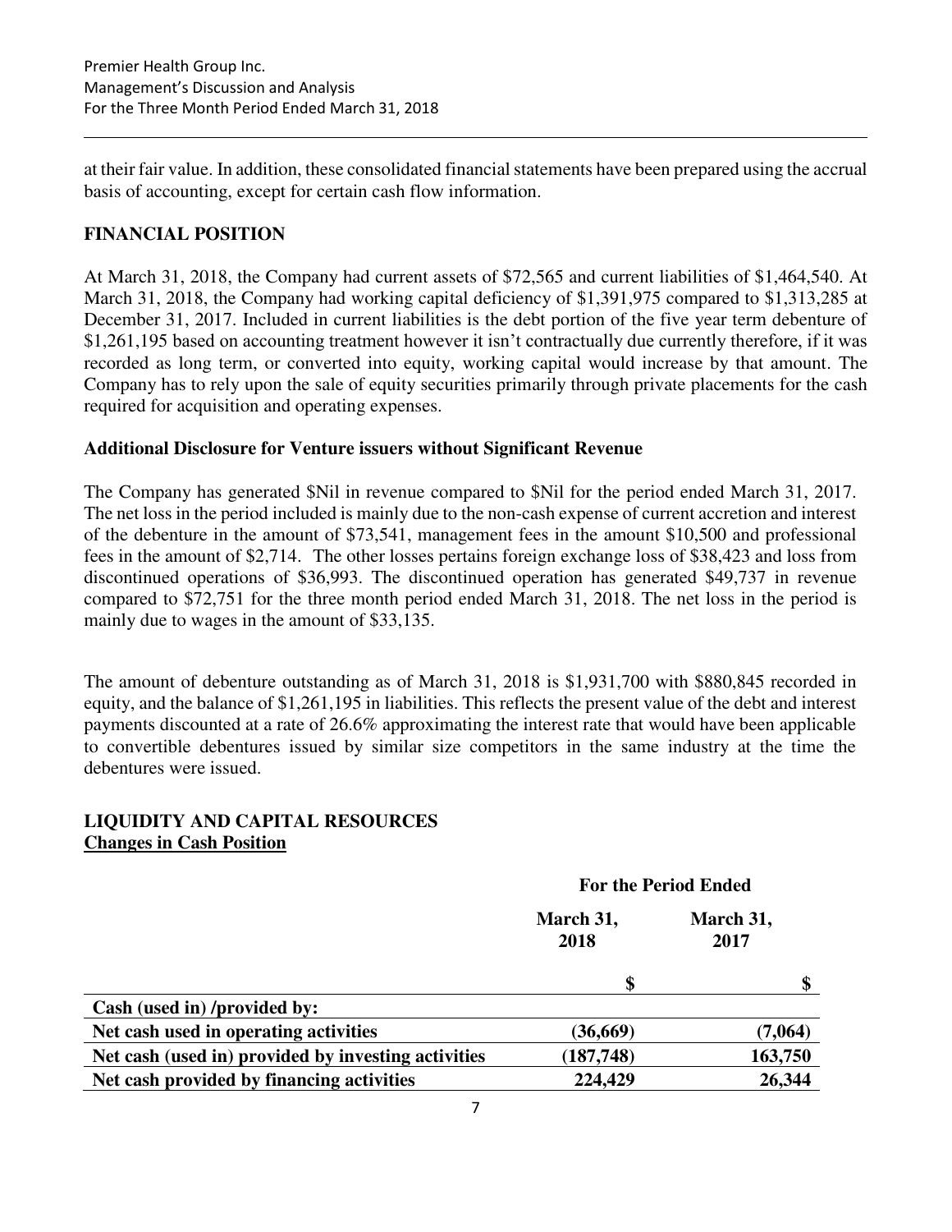at their fair value. In addition, these consolidated financial statements have been prepared using the accrual basis of accounting, except for certain cash flow information.

## FINANCIAL POSITION

At March 31, 2018, the Company had current assets of $72,565 and current liabilities of $1,464,540. At March 31, 2018, the Company had working capital deficiency of $1,391,975 compared to $1,313,285 at December 31, 2017. Included in current liabilities is the debt portion of the five year term debenture of $1,261,195 based on accounting treatment however it isn't contractually due currently therefore, if it was recorded as long term, or converted into equity, working capital would increase by that amount. The Company has to rely upon the sale of equity securities primarily through private placements for the cash required for acquisition and operating expenses.

### Additional Disclosure for Venture issuers without Significant Revenue

The Company has generated $Nil in revenue compared to $Nil for the period ended March 31, 2017. The net loss in the period included is mainly due to the non-cash expense of current accretion and interest of the debenture in the amount of $73,541, management fees in the amount $10,500 and professional fees in the amount of $2,714. The other losses pertains foreign exchange loss of $38,423 and loss from discontinued operations of $36,993. The discontinued operation has generated $49,737 in revenue compared to $72,751 for the three month period ended March 31, 2018. The net loss in the period is mainly due to wages in the amount of $33,135.

The amount of debenture outstanding as of March 31, 2018 is $1,931,700 with $880,845 recorded in equity, and the balance of $1,261,195 in liabilities. This reflects the present value of the debt and interest payments discounted at a rate of 26.6% approximating the interest rate that would have been applicable to convertible debentures issued by similar size competitors in the same industry at the time the debentures were issued.

## LIQUIDITY AND CAPITAL RESOURCES

**Changes in Cash Position**

| | For the Period Ended | |
|---|---|---|
| | March 31, 2018 | March 31, 2017 |
| | $ | $ |
| **Cash (used in) /provided by:** | | |
| **Net cash used in operating activities** | **(36,669)** | **(7,064)** |
| **Net cash (used in) provided by investing activities** | **(187,748)** | **163,750** |
| **Net cash provided by financing activities** | **224,429** | **26,344** |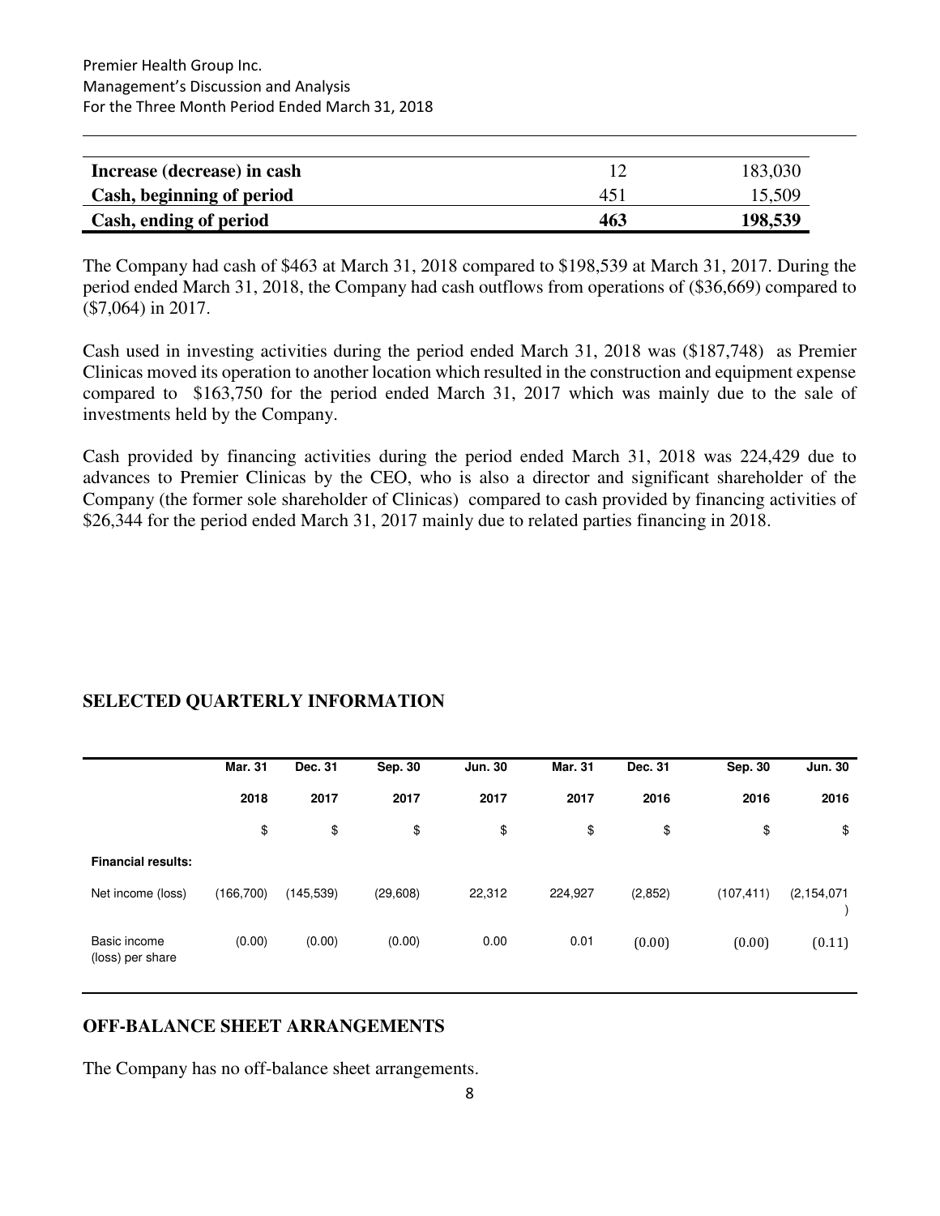| | | |
|---|---|---|
| **Increase (decrease) in cash** | 12 | 183,030 |
| **Cash, beginning of period** | 451 | 15,509 |
| **Cash, ending of period** | **463** | **198,539** |

The Company had cash of $463 at March 31, 2018 compared to $198,539 at March 31, 2017. During the period ended March 31, 2018, the Company had cash outflows from operations of ($36,669) compared to ($7,064) in 2017.

Cash used in investing activities during the period ended March 31, 2018 was ($187,748) as Premier Clinicas moved its operation to another location which resulted in the construction and equipment expense compared to $163,750 for the period ended March 31, 2017 which was mainly due to the sale of investments held by the Company.

Cash provided by financing activities during the period ended March 31, 2018 was 224,429 due to advances to Premier Clinicas by the CEO, who is also a director and significant shareholder of the Company (the former sole shareholder of Clinicas) compared to cash provided by financing activities of $26,344 for the period ended March 31, 2017 mainly due to related parties financing in 2018.

## SELECTED QUARTERLY INFORMATION

| | Mar. 31 2018 | Dec. 31 2017 | Sep. 30 2017 | Jun. 30 2017 | Mar. 31 2017 | Dec. 31 2016 | Sep. 30 2016 | Jun. 30 2016 |
|---|---|---|---|---|---|---|---|---|
| | $ | $ | $ | $ | $ | $ | $ | $ |
| **Financial results:** | | | | | | | | |
| Net income (loss) | (166,700) | (145,539) | (29,608) | 22,312 | 224,927 | (2,852) | (107,411) | (2,154,071) |
| Basic income (loss) per share | (0.00) | (0.00) | (0.00) | 0.00 | 0.01 | (0.00) | (0.00) | (0.11) |

## OFF-BALANCE SHEET ARRANGEMENTS

The Company has no off-balance sheet arrangements.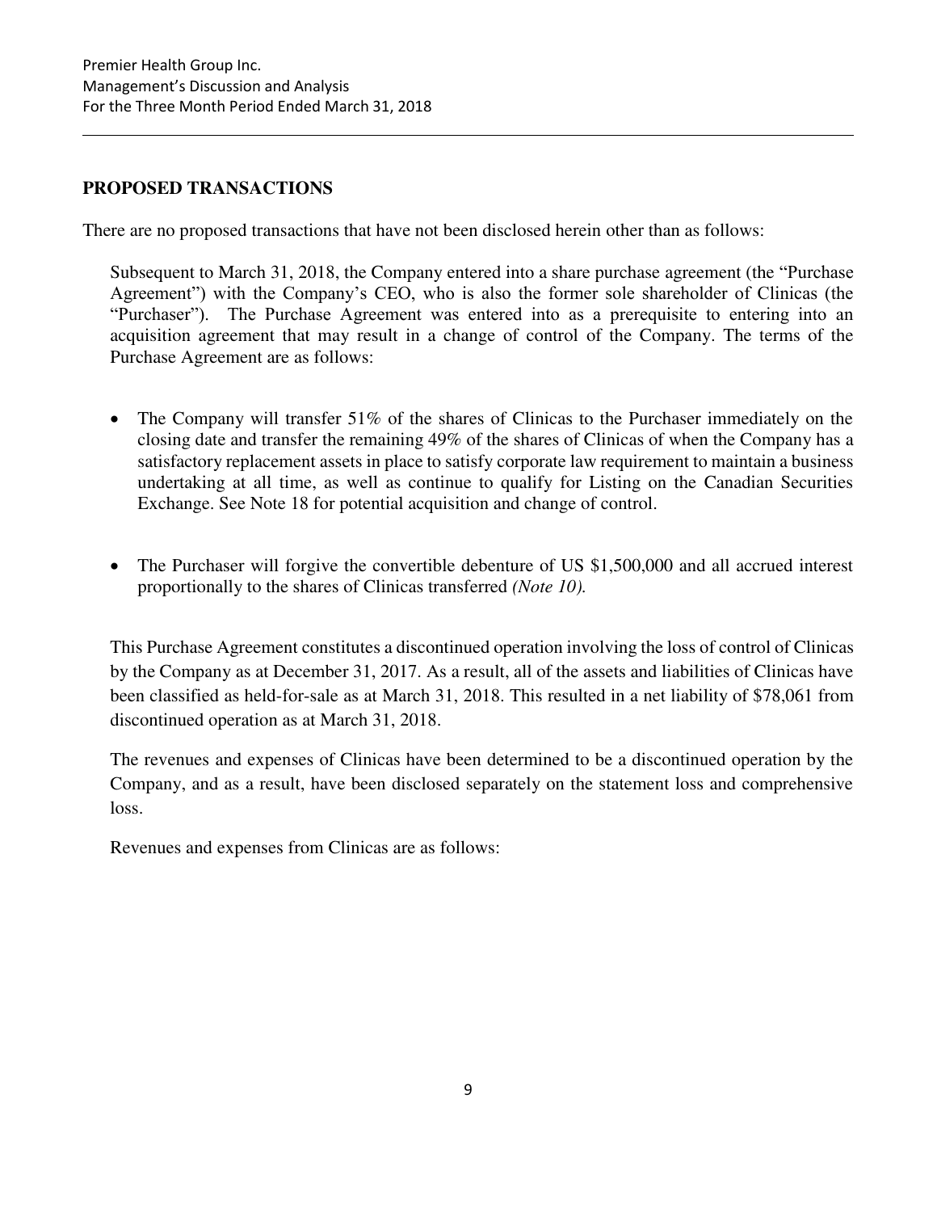## PROPOSED TRANSACTIONS

There are no proposed transactions that have not been disclosed herein other than as follows:

Subsequent to March 31, 2018, the Company entered into a share purchase agreement (the "Purchase Agreement") with the Company's CEO, who is also the former sole shareholder of Clinicas (the "Purchaser"). The Purchase Agreement was entered into as a prerequisite to entering into an acquisition agreement that may result in a change of control of the Company. The terms of the Purchase Agreement are as follows:

- The Company will transfer 51% of the shares of Clinicas to the Purchaser immediately on the closing date and transfer the remaining 49% of the shares of Clinicas of when the Company has a satisfactory replacement assets in place to satisfy corporate law requirement to maintain a business undertaking at all time, as well as continue to qualify for Listing on the Canadian Securities Exchange. See Note 18 for potential acquisition and change of control.

- The Purchaser will forgive the convertible debenture of US $1,500,000 and all accrued interest proportionally to the shares of Clinicas transferred *(Note 10).*

This Purchase Agreement constitutes a discontinued operation involving the loss of control of Clinicas by the Company as at December 31, 2017. As a result, all of the assets and liabilities of Clinicas have been classified as held-for-sale as at March 31, 2018. This resulted in a net liability of $78,061 from discontinued operation as at March 31, 2018.

The revenues and expenses of Clinicas have been determined to be a discontinued operation by the Company, and as a result, have been disclosed separately on the statement loss and comprehensive loss.

Revenues and expenses from Clinicas are as follows: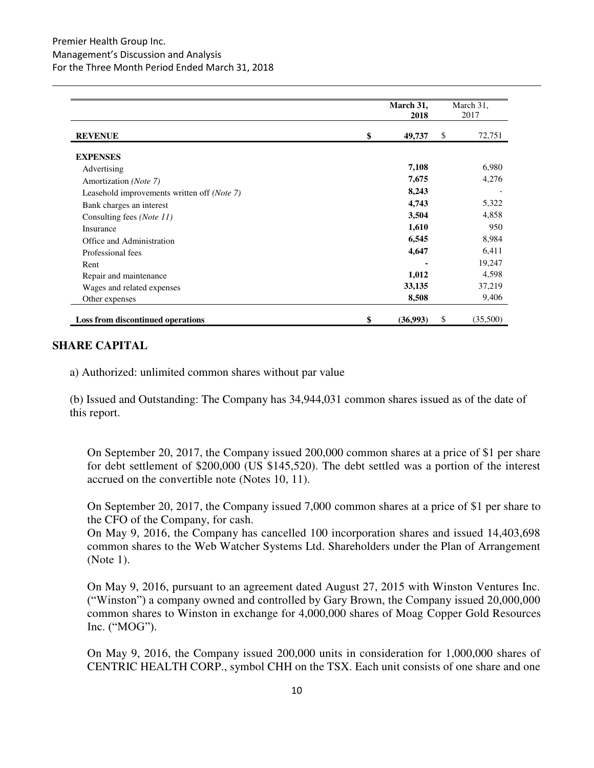| | March 31, 2018 | March 31, 2017 |
|---|---|---|
| **REVENUE** | **$ 49,737** | $ 72,751 |
| **EXPENSES** | | |
| Advertising | **7,108** | 6,980 |
| Amortization *(Note 7)* | **7,675** | 4,276 |
| Leasehold improvements written off *(Note 7)* | **8,243** | - |
| Bank charges an interest | **4,743** | 5,322 |
| Consulting fees *(Note 11)* | **3,504** | 4,858 |
| Insurance | **1,610** | 950 |
| Office and Administration | **6,545** | 8,984 |
| Professional fees | **4,647** | 6,411 |
| Rent | **-** | 19,247 |
| Repair and maintenance | **1,012** | 4,598 |
| Wages and related expenses | **33,135** | 37,219 |
| Other expenses | **8,508** | 9,406 |
| **Loss from discontinued operations** | **$ (36,993)** | $ (35,500) |

## SHARE CAPITAL

a) Authorized: unlimited common shares without par value

(b) Issued and Outstanding: The Company has 34,944,031 common shares issued as of the date of this report.

On September 20, 2017, the Company issued 200,000 common shares at a price of $1 per share for debt settlement of $200,000 (US $145,520). The debt settled was a portion of the interest accrued on the convertible note (Notes 10, 11).

On September 20, 2017, the Company issued 7,000 common shares at a price of $1 per share to the CFO of the Company, for cash.
On May 9, 2016, the Company has cancelled 100 incorporation shares and issued 14,403,698 common shares to the Web Watcher Systems Ltd. Shareholders under the Plan of Arrangement (Note 1).

On May 9, 2016, pursuant to an agreement dated August 27, 2015 with Winston Ventures Inc. ("Winston") a company owned and controlled by Gary Brown, the Company issued 20,000,000 common shares to Winston in exchange for 4,000,000 shares of Moag Copper Gold Resources Inc. ("MOG").

On May 9, 2016, the Company issued 200,000 units in consideration for 1,000,000 shares of CENTRIC HEALTH CORP., symbol CHH on the TSX. Each unit consists of one share and one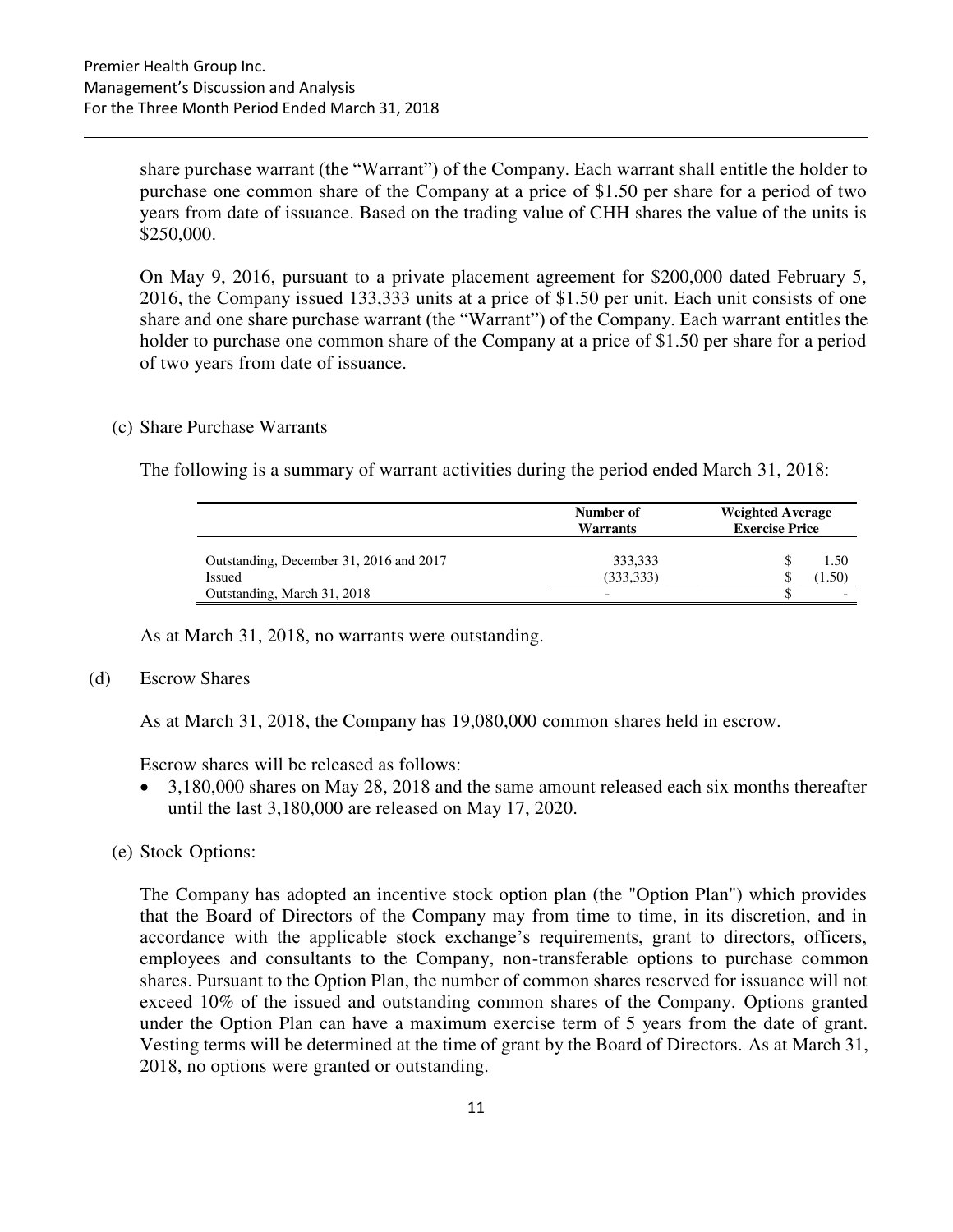share purchase warrant (the "Warrant") of the Company. Each warrant shall entitle the holder to purchase one common share of the Company at a price of $1.50 per share for a period of two years from date of issuance. Based on the trading value of CHH shares the value of the units is $250,000.

On May 9, 2016, pursuant to a private placement agreement for $200,000 dated February 5, 2016, the Company issued 133,333 units at a price of $1.50 per unit. Each unit consists of one share and one share purchase warrant (the "Warrant") of the Company. Each warrant entitles the holder to purchase one common share of the Company at a price of $1.50 per share for a period of two years from date of issuance.

(c) Share Purchase Warrants

The following is a summary of warrant activities during the period ended March 31, 2018:

| | Number of Warrants | Weighted Average Exercise Price |
|---|---|---|
| Outstanding, December 31, 2016 and 2017 | 333,333 | $ 1.50 |
| Issued | (333,333) | $ (1.50) |
| Outstanding, March 31, 2018 | - | $ - |

As at March 31, 2018, no warrants were outstanding.

(d) Escrow Shares

As at March 31, 2018, the Company has 19,080,000 common shares held in escrow.

Escrow shares will be released as follows:

- 3,180,000 shares on May 28, 2018 and the same amount released each six months thereafter until the last 3,180,000 are released on May 17, 2020.

(e) Stock Options:

The Company has adopted an incentive stock option plan (the "Option Plan") which provides that the Board of Directors of the Company may from time to time, in its discretion, and in accordance with the applicable stock exchange's requirements, grant to directors, officers, employees and consultants to the Company, non-transferable options to purchase common shares. Pursuant to the Option Plan, the number of common shares reserved for issuance will not exceed 10% of the issued and outstanding common shares of the Company. Options granted under the Option Plan can have a maximum exercise term of 5 years from the date of grant. Vesting terms will be determined at the time of grant by the Board of Directors. As at March 31, 2018, no options were granted or outstanding.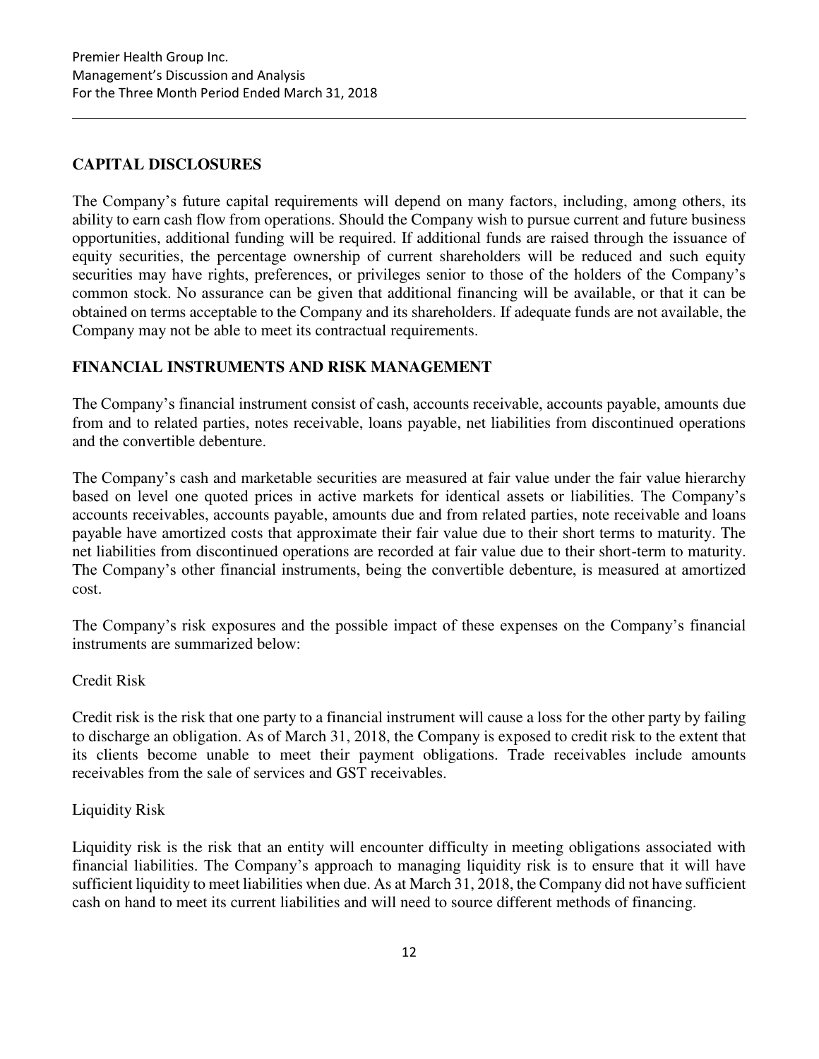## CAPITAL DISCLOSURES

The Company's future capital requirements will depend on many factors, including, among others, its ability to earn cash flow from operations. Should the Company wish to pursue current and future business opportunities, additional funding will be required. If additional funds are raised through the issuance of equity securities, the percentage ownership of current shareholders will be reduced and such equity securities may have rights, preferences, or privileges senior to those of the holders of the Company's common stock. No assurance can be given that additional financing will be available, or that it can be obtained on terms acceptable to the Company and its shareholders. If adequate funds are not available, the Company may not be able to meet its contractual requirements.

## FINANCIAL INSTRUMENTS AND RISK MANAGEMENT

The Company's financial instrument consist of cash, accounts receivable, accounts payable, amounts due from and to related parties, notes receivable, loans payable, net liabilities from discontinued operations and the convertible debenture.

The Company's cash and marketable securities are measured at fair value under the fair value hierarchy based on level one quoted prices in active markets for identical assets or liabilities. The Company's accounts receivables, accounts payable, amounts due and from related parties, note receivable and loans payable have amortized costs that approximate their fair value due to their short terms to maturity. The net liabilities from discontinued operations are recorded at fair value due to their short-term to maturity. The Company's other financial instruments, being the convertible debenture, is measured at amortized cost.

The Company's risk exposures and the possible impact of these expenses on the Company's financial instruments are summarized below:

Credit Risk

Credit risk is the risk that one party to a financial instrument will cause a loss for the other party by failing to discharge an obligation. As of March 31, 2018, the Company is exposed to credit risk to the extent that its clients become unable to meet their payment obligations. Trade receivables include amounts receivables from the sale of services and GST receivables.

Liquidity Risk

Liquidity risk is the risk that an entity will encounter difficulty in meeting obligations associated with financial liabilities. The Company's approach to managing liquidity risk is to ensure that it will have sufficient liquidity to meet liabilities when due. As at March 31, 2018, the Company did not have sufficient cash on hand to meet its current liabilities and will need to source different methods of financing.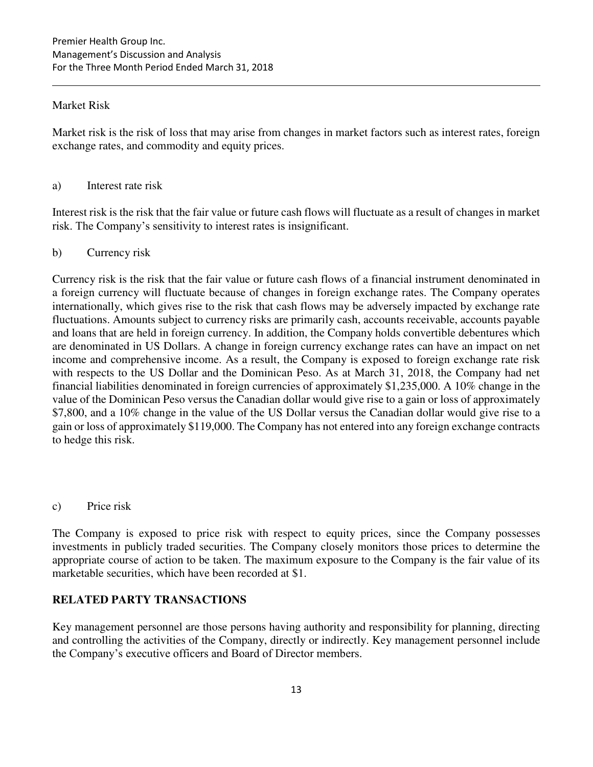Market Risk

Market risk is the risk of loss that may arise from changes in market factors such as interest rates, foreign exchange rates, and commodity and equity prices.

a) Interest rate risk

Interest risk is the risk that the fair value or future cash flows will fluctuate as a result of changes in market risk. The Company's sensitivity to interest rates is insignificant.

b) Currency risk

Currency risk is the risk that the fair value or future cash flows of a financial instrument denominated in a foreign currency will fluctuate because of changes in foreign exchange rates. The Company operates internationally, which gives rise to the risk that cash flows may be adversely impacted by exchange rate fluctuations. Amounts subject to currency risks are primarily cash, accounts receivable, accounts payable and loans that are held in foreign currency. In addition, the Company holds convertible debentures which are denominated in US Dollars. A change in foreign currency exchange rates can have an impact on net income and comprehensive income. As a result, the Company is exposed to foreign exchange rate risk with respects to the US Dollar and the Dominican Peso. As at March 31, 2018, the Company had net financial liabilities denominated in foreign currencies of approximately $1,235,000. A 10% change in the value of the Dominican Peso versus the Canadian dollar would give rise to a gain or loss of approximately $7,800, and a 10% change in the value of the US Dollar versus the Canadian dollar would give rise to a gain or loss of approximately $119,000. The Company has not entered into any foreign exchange contracts to hedge this risk.

c) Price risk

The Company is exposed to price risk with respect to equity prices, since the Company possesses investments in publicly traded securities. The Company closely monitors those prices to determine the appropriate course of action to be taken. The maximum exposure to the Company is the fair value of its marketable securities, which have been recorded at $1.

## RELATED PARTY TRANSACTIONS

Key management personnel are those persons having authority and responsibility for planning, directing and controlling the activities of the Company, directly or indirectly. Key management personnel include the Company's executive officers and Board of Director members.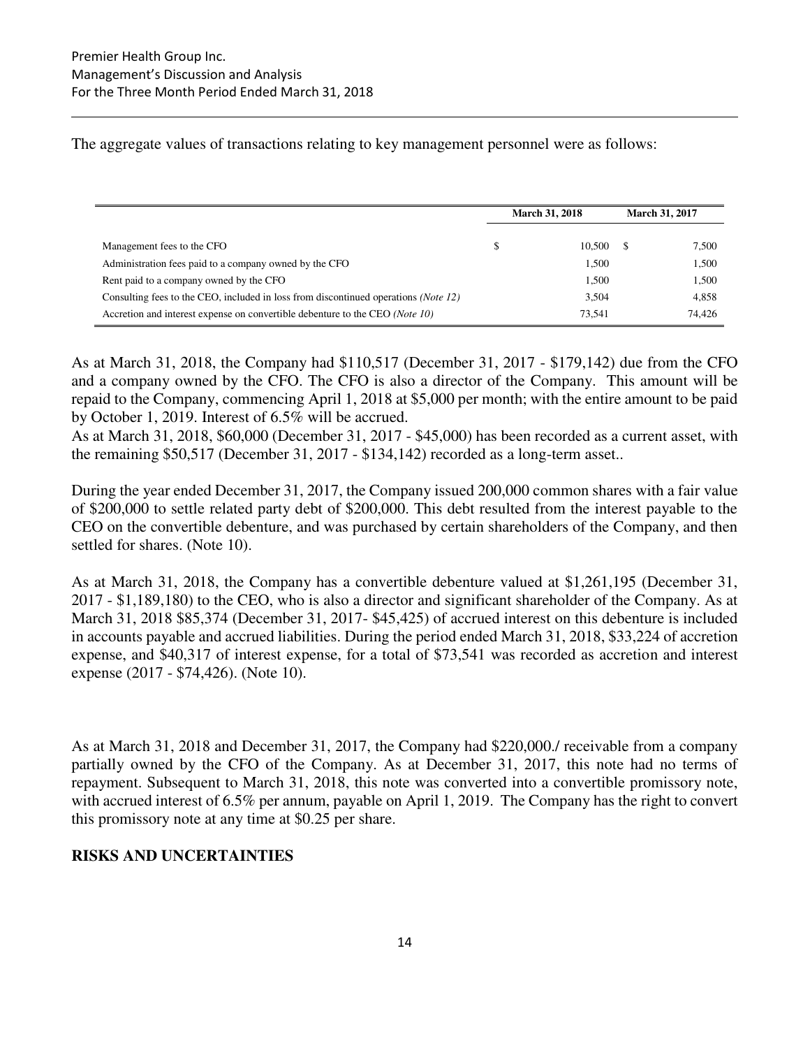The aggregate values of transactions relating to key management personnel were as follows:

| | March 31, 2018 | March 31, 2017 |
|---|---|---|
| Management fees to the CFO | $ 10,500 | $ 7,500 |
| Administration fees paid to a company owned by the CFO | 1,500 | 1,500 |
| Rent paid to a company owned by the CFO | 1,500 | 1,500 |
| Consulting fees to the CEO, included in loss from discontinued operations *(Note 12)* | 3,504 | 4,858 |
| Accretion and interest expense on convertible debenture to the CEO *(Note 10)* | 73,541 | 74,426 |

As at March 31, 2018, the Company had $110,517 (December 31, 2017 - $179,142) due from the CFO and a company owned by the CFO. The CFO is also a director of the Company. This amount will be repaid to the Company, commencing April 1, 2018 at $5,000 per month; with the entire amount to be paid by October 1, 2019. Interest of 6.5% will be accrued.
As at March 31, 2018, $60,000 (December 31, 2017 - $45,000) has been recorded as a current asset, with the remaining $50,517 (December 31, 2017 - $134,142) recorded as a long-term asset..

During the year ended December 31, 2017, the Company issued 200,000 common shares with a fair value of $200,000 to settle related party debt of $200,000. This debt resulted from the interest payable to the CEO on the convertible debenture, and was purchased by certain shareholders of the Company, and then settled for shares. (Note 10).

As at March 31, 2018, the Company has a convertible debenture valued at $1,261,195 (December 31, 2017 - $1,189,180) to the CEO, who is also a director and significant shareholder of the Company. As at March 31, 2018 $85,374 (December 31, 2017- $45,425) of accrued interest on this debenture is included in accounts payable and accrued liabilities. During the period ended March 31, 2018, $33,224 of accretion expense, and $40,317 of interest expense, for a total of $73,541 was recorded as accretion and interest expense (2017 - $74,426). (Note 10).

As at March 31, 2018 and December 31, 2017, the Company had $220,000./ receivable from a company partially owned by the CFO of the Company. As at December 31, 2017, this note had no terms of repayment. Subsequent to March 31, 2018, this note was converted into a convertible promissory note, with accrued interest of 6.5% per annum, payable on April 1, 2019. The Company has the right to convert this promissory note at any time at $0.25 per share.

## RISKS AND UNCERTAINTIES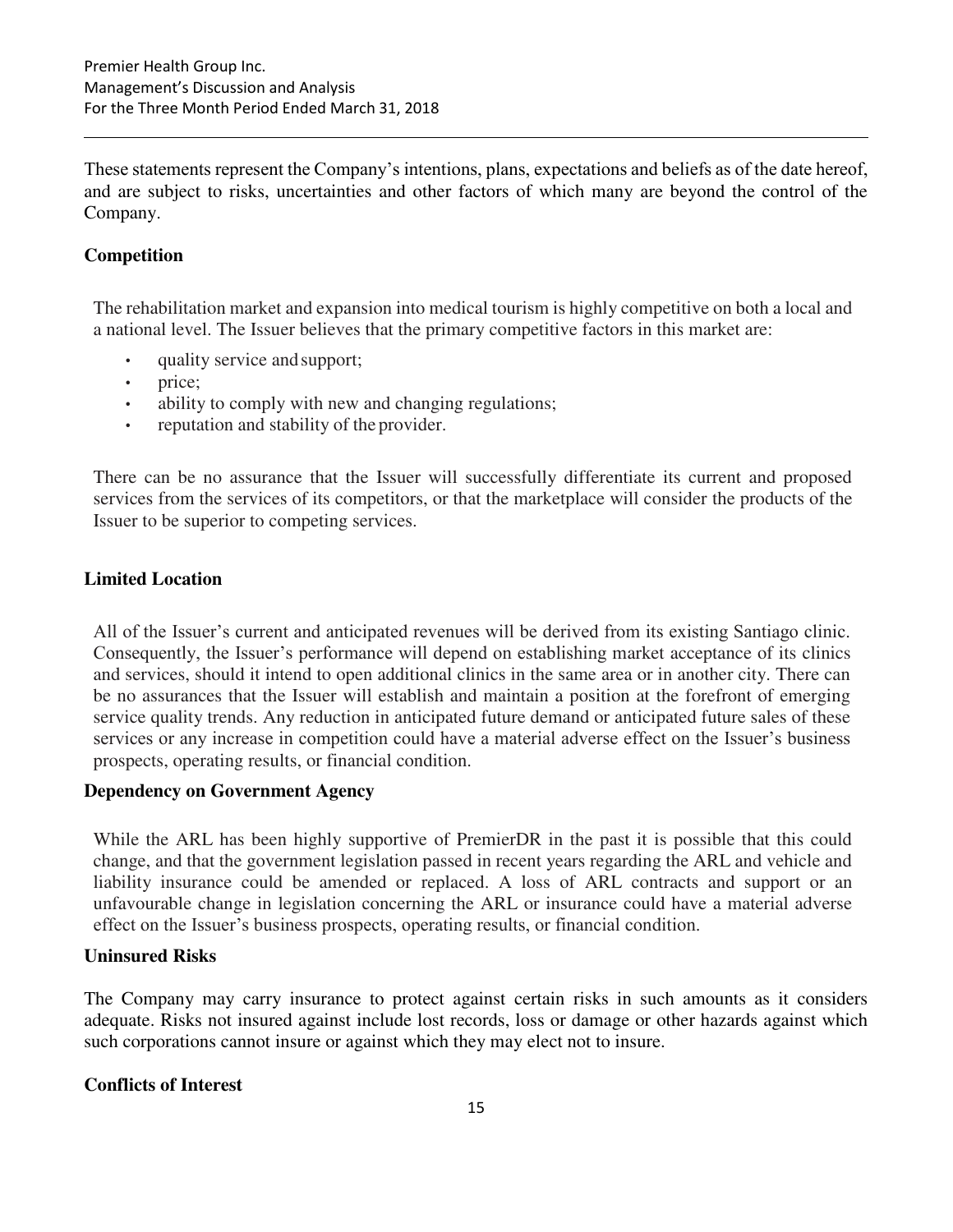These statements represent the Company's intentions, plans, expectations and beliefs as of the date hereof, and are subject to risks, uncertainties and other factors of which many are beyond the control of the Company.

### Competition

The rehabilitation market and expansion into medical tourism is highly competitive on both a local and a national level. The Issuer believes that the primary competitive factors in this market are:

- quality service and support;
- price;
- ability to comply with new and changing regulations;
- reputation and stability of the provider.

There can be no assurance that the Issuer will successfully differentiate its current and proposed services from the services of its competitors, or that the marketplace will consider the products of the Issuer to be superior to competing services.

### Limited Location

All of the Issuer's current and anticipated revenues will be derived from its existing Santiago clinic. Consequently, the Issuer's performance will depend on establishing market acceptance of its clinics and services, should it intend to open additional clinics in the same area or in another city. There can be no assurances that the Issuer will establish and maintain a position at the forefront of emerging service quality trends. Any reduction in anticipated future demand or anticipated future sales of these services or any increase in competition could have a material adverse effect on the Issuer's business prospects, operating results, or financial condition.

### Dependency on Government Agency

While the ARL has been highly supportive of PremierDR in the past it is possible that this could change, and that the government legislation passed in recent years regarding the ARL and vehicle and liability insurance could be amended or replaced. A loss of ARL contracts and support or an unfavourable change in legislation concerning the ARL or insurance could have a material adverse effect on the Issuer's business prospects, operating results, or financial condition.

### Uninsured Risks

The Company may carry insurance to protect against certain risks in such amounts as it considers adequate. Risks not insured against include lost records, loss or damage or other hazards against which such corporations cannot insure or against which they may elect not to insure.

### Conflicts of Interest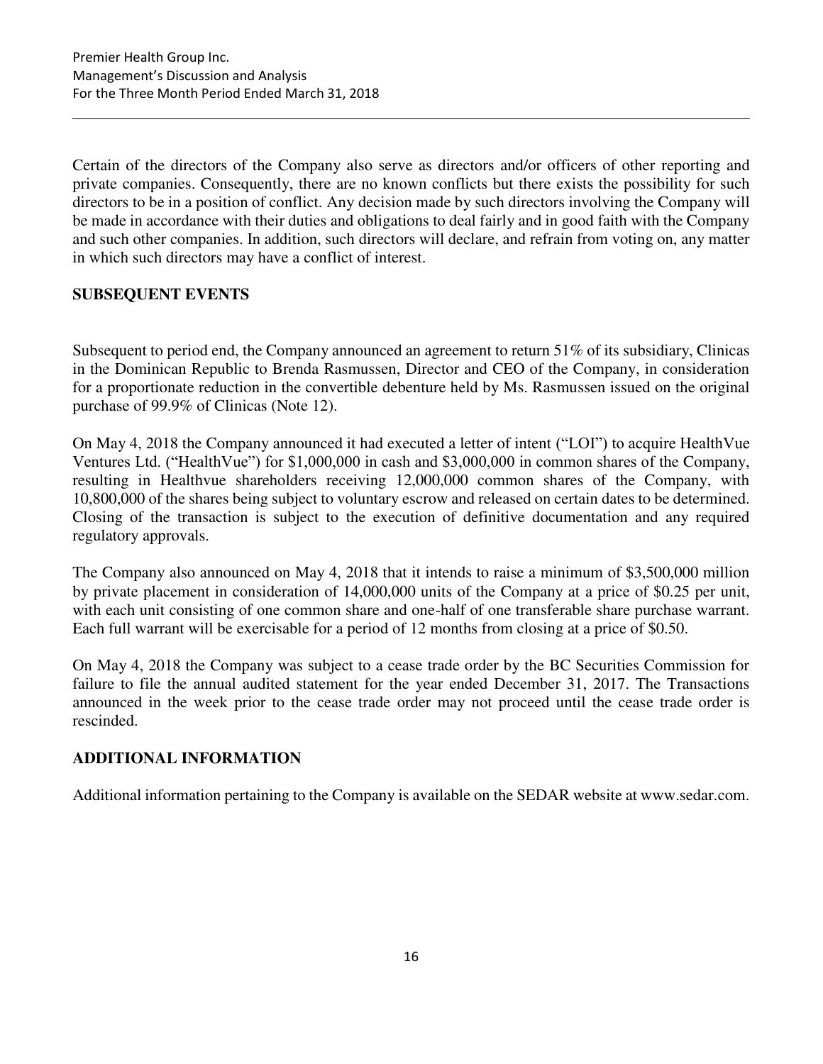Certain of the directors of the Company also serve as directors and/or officers of other reporting and private companies. Consequently, there are no known conflicts but there exists the possibility for such directors to be in a position of conflict. Any decision made by such directors involving the Company will be made in accordance with their duties and obligations to deal fairly and in good faith with the Company and such other companies. In addition, such directors will declare, and refrain from voting on, any matter in which such directors may have a conflict of interest.

## SUBSEQUENT EVENTS

Subsequent to period end, the Company announced an agreement to return 51% of its subsidiary, Clinicas in the Dominican Republic to Brenda Rasmussen, Director and CEO of the Company, in consideration for a proportionate reduction in the convertible debenture held by Ms. Rasmussen issued on the original purchase of 99.9% of Clinicas (Note 12).

On May 4, 2018 the Company announced it had executed a letter of intent ("LOI") to acquire HealthVue Ventures Ltd. ("HealthVue") for $1,000,000 in cash and $3,000,000 in common shares of the Company, resulting in Healthvue shareholders receiving 12,000,000 common shares of the Company, with 10,800,000 of the shares being subject to voluntary escrow and released on certain dates to be determined. Closing of the transaction is subject to the execution of definitive documentation and any required regulatory approvals.

The Company also announced on May 4, 2018 that it intends to raise a minimum of $3,500,000 million by private placement in consideration of 14,000,000 units of the Company at a price of $0.25 per unit, with each unit consisting of one common share and one-half of one transferable share purchase warrant. Each full warrant will be exercisable for a period of 12 months from closing at a price of $0.50.

On May 4, 2018 the Company was subject to a cease trade order by the BC Securities Commission for failure to file the annual audited statement for the year ended December 31, 2017. The Transactions announced in the week prior to the cease trade order may not proceed until the cease trade order is rescinded.

## ADDITIONAL INFORMATION

Additional information pertaining to the Company is available on the SEDAR website at www.sedar.com.